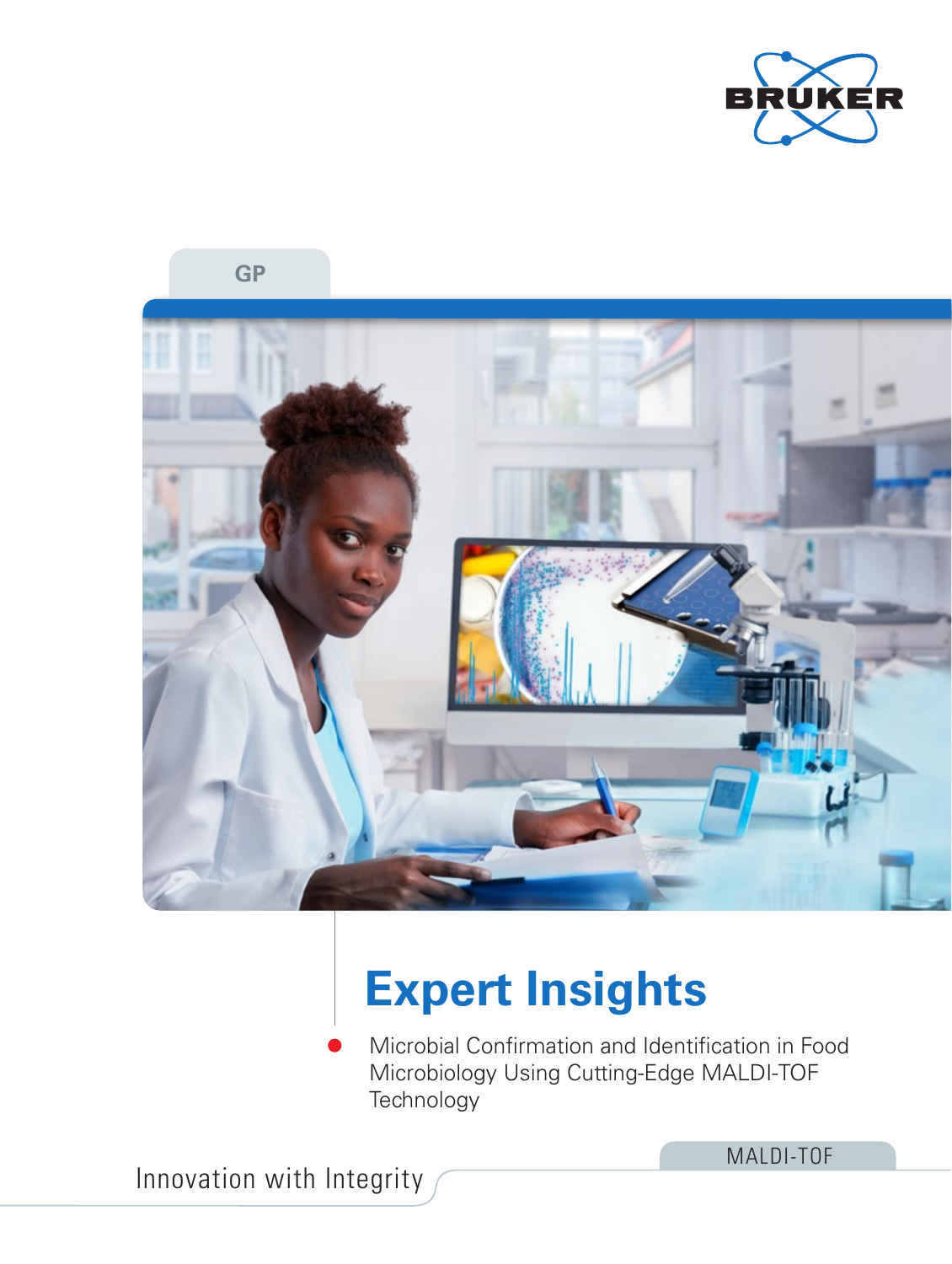BRUKER

GP

# Expert Insights

- Microbial Confirmation and Identification in Food Microbiology Using Cutting-Edge MALDI-TOF Technology

Innovation with Integrity

MALDI-TOF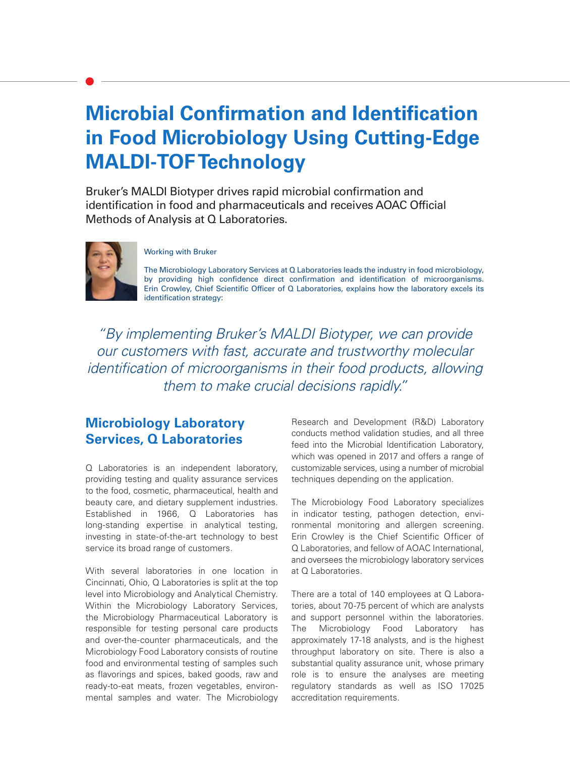# Microbial Confirmation and Identification in Food Microbiology Using Cutting-Edge MALDI-TOF Technology

Bruker's MALDI Biotyper drives rapid microbial confirmation and identification in food and pharmaceuticals and receives AOAC Official Methods of Analysis at Q Laboratories.

Working with Bruker

The Microbiology Laboratory Services at Q Laboratories leads the industry in food microbiology, by providing high confidence direct confirmation and identification of microorganisms. Erin Crowley, Chief Scientific Officer of Q Laboratories, explains how the laboratory excels its identification strategy:

*"By implementing Bruker's MALDI Biotyper, we can provide our customers with fast, accurate and trustworthy molecular identification of microorganisms in their food products, allowing them to make crucial decisions rapidly."*

## Microbiology Laboratory Services, Q Laboratories

Q Laboratories is an independent laboratory, providing testing and quality assurance services to the food, cosmetic, pharmaceutical, health and beauty care, and dietary supplement industries. Established in 1966, Q Laboratories has long-standing expertise in analytical testing, investing in state-of-the-art technology to best service its broad range of customers.

With several laboratories in one location in Cincinnati, Ohio, Q Laboratories is split at the top level into Microbiology and Analytical Chemistry. Within the Microbiology Laboratory Services, the Microbiology Pharmaceutical Laboratory is responsible for testing personal care products and over-the-counter pharmaceuticals, and the Microbiology Food Laboratory consists of routine food and environmental testing of samples such as flavorings and spices, baked goods, raw and ready-to-eat meats, frozen vegetables, environmental samples and water. The Microbiology Research and Development (R&D) Laboratory conducts method validation studies, and all three feed into the Microbial Identification Laboratory, which was opened in 2017 and offers a range of customizable services, using a number of microbial techniques depending on the application.

The Microbiology Food Laboratory specializes in indicator testing, pathogen detection, environmental monitoring and allergen screening. Erin Crowley is the Chief Scientific Officer of Q Laboratories, and fellow of AOAC International, and oversees the microbiology laboratory services at Q Laboratories.

There are a total of 140 employees at Q Laboratories, about 70-75 percent of which are analysts and support personnel within the laboratories. The Microbiology Food Laboratory has approximately 17-18 analysts, and is the highest throughput laboratory on site. There is also a substantial quality assurance unit, whose primary role is to ensure the analyses are meeting regulatory standards as well as ISO 17025 accreditation requirements.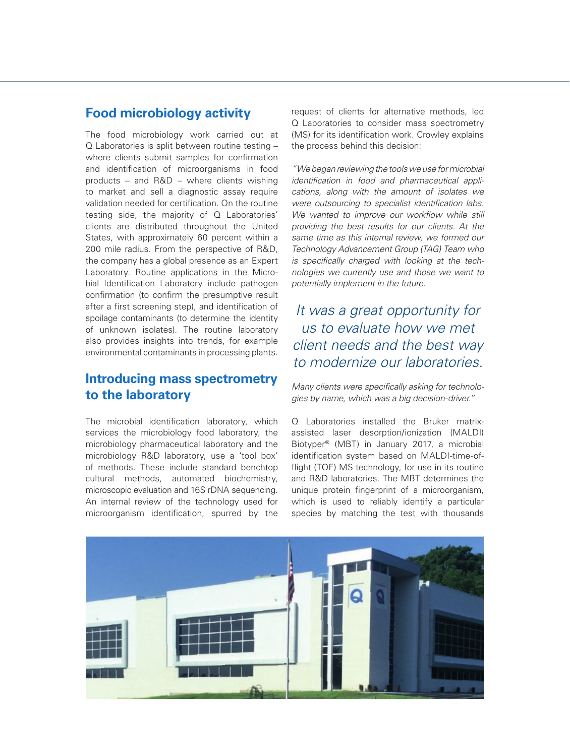## Food microbiology activity

The food microbiology work carried out at Q Laboratories is split between routine testing – where clients submit samples for confirmation and identification of microorganisms in food products – and R&D – where clients wishing to market and sell a diagnostic assay require validation needed for certification. On the routine testing side, the majority of Q Laboratories' clients are distributed throughout the United States, with approximately 60 percent within a 200 mile radius. From the perspective of R&D, the company has a global presence as an Expert Laboratory. Routine applications in the Microbial Identification Laboratory include pathogen confirmation (to confirm the presumptive result after a first screening step), and identification of spoilage contaminants (to determine the identity of unknown isolates). The routine laboratory also provides insights into trends, for example environmental contaminants in processing plants.

## Introducing mass spectrometry to the laboratory

The microbial identification laboratory, which services the microbiology food laboratory, the microbiology pharmaceutical laboratory and the microbiology R&D laboratory, use a 'tool box' of methods. These include standard benchtop cultural methods, automated biochemistry, microscopic evaluation and 16S rDNA sequencing. An internal review of the technology used for microorganism identification, spurred by the request of clients for alternative methods, led Q Laboratories to consider mass spectrometry (MS) for its identification work. Crowley explains the process behind this decision:

*"We began reviewing the tools we use for microbial identification in food and pharmaceutical applications, along with the amount of isolates we were outsourcing to specialist identification labs. We wanted to improve our workflow while still providing the best results for our clients. At the same time as this internal review, we formed our Technology Advancement Group (TAG) Team who is specifically charged with looking at the technologies we currently use and those we want to potentially implement in the future.*

*It was a great opportunity for us to evaluate how we met client needs and the best way to modernize our laboratories.*

*Many clients were specifically asking for technologies by name, which was a big decision-driver."*

Q Laboratories installed the Bruker matrix-assisted laser desorption/ionization (MALDI) Biotyper® (MBT) in January 2017, a microbial identification system based on MALDI-time-of-flight (TOF) MS technology, for use in its routine and R&D laboratories. The MBT determines the unique protein fingerprint of a microorganism, which is used to reliably identify a particular species by matching the test with thousands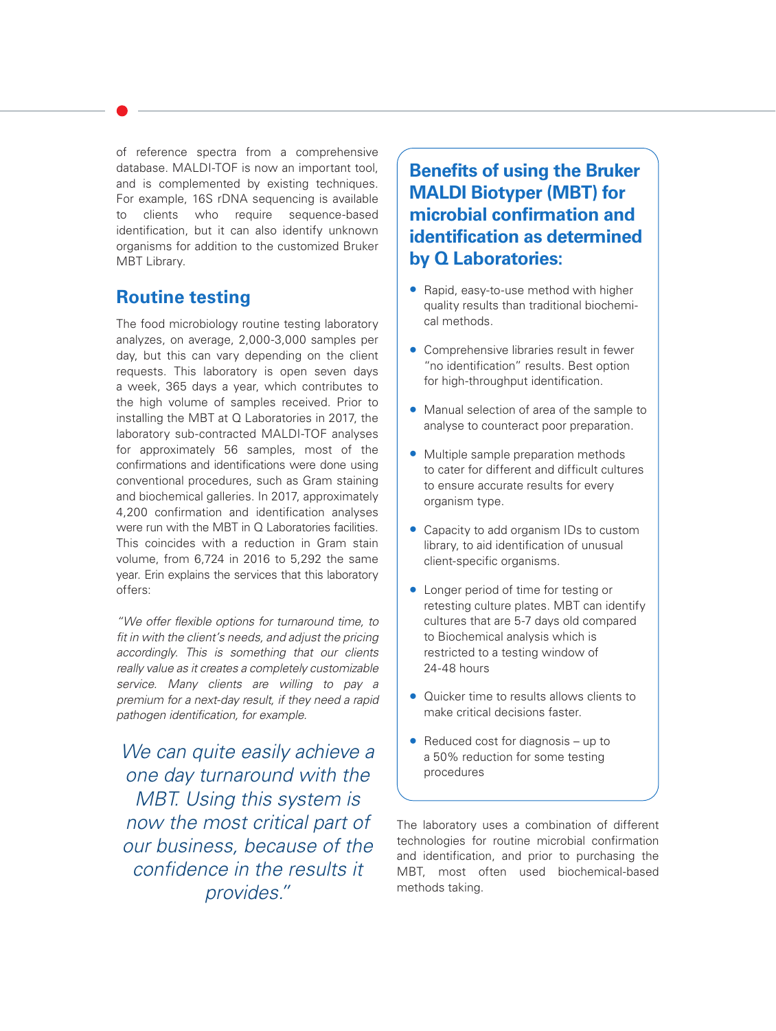of reference spectra from a comprehensive database. MALDI-TOF is now an important tool, and is complemented by existing techniques. For example, 16S rDNA sequencing is available to clients who require sequence-based identification, but it can also identify unknown organisms for addition to the customized Bruker MBT Library.

## Routine testing

The food microbiology routine testing laboratory analyzes, on average, 2,000-3,000 samples per day, but this can vary depending on the client requests. This laboratory is open seven days a week, 365 days a year, which contributes to the high volume of samples received. Prior to installing the MBT at Q Laboratories in 2017, the laboratory sub-contracted MALDI-TOF analyses for approximately 56 samples, most of the confirmations and identifications were done using conventional procedures, such as Gram staining and biochemical galleries. In 2017, approximately 4,200 confirmation and identification analyses were run with the MBT in Q Laboratories facilities. This coincides with a reduction in Gram stain volume, from 6,724 in 2016 to 5,292 the same year. Erin explains the services that this laboratory offers:

*"We offer flexible options for turnaround time, to fit in with the client's needs, and adjust the pricing accordingly. This is something that our clients really value as it creates a completely customizable service. Many clients are willing to pay a premium for a next-day result, if they need a rapid pathogen identification, for example.*

*We can quite easily achieve a one day turnaround with the MBT. Using this system is now the most critical part of our business, because of the confidence in the results it provides."*

### Benefits of using the Bruker MALDI Biotyper (MBT) for microbial confirmation and identification as determined by Q Laboratories:

- Rapid, easy-to-use method with higher quality results than traditional biochemical methods.
- Comprehensive libraries result in fewer "no identification" results. Best option for high-throughput identification.
- Manual selection of area of the sample to analyse to counteract poor preparation.
- Multiple sample preparation methods to cater for different and difficult cultures to ensure accurate results for every organism type.
- Capacity to add organism IDs to custom library, to aid identification of unusual client-specific organisms.
- Longer period of time for testing or retesting culture plates. MBT can identify cultures that are 5-7 days old compared to Biochemical analysis which is restricted to a testing window of 24-48 hours
- Quicker time to results allows clients to make critical decisions faster.
- Reduced cost for diagnosis – up to a 50% reduction for some testing procedures

The laboratory uses a combination of different technologies for routine microbial confirmation and identification, and prior to purchasing the MBT, most often used biochemical-based methods taking.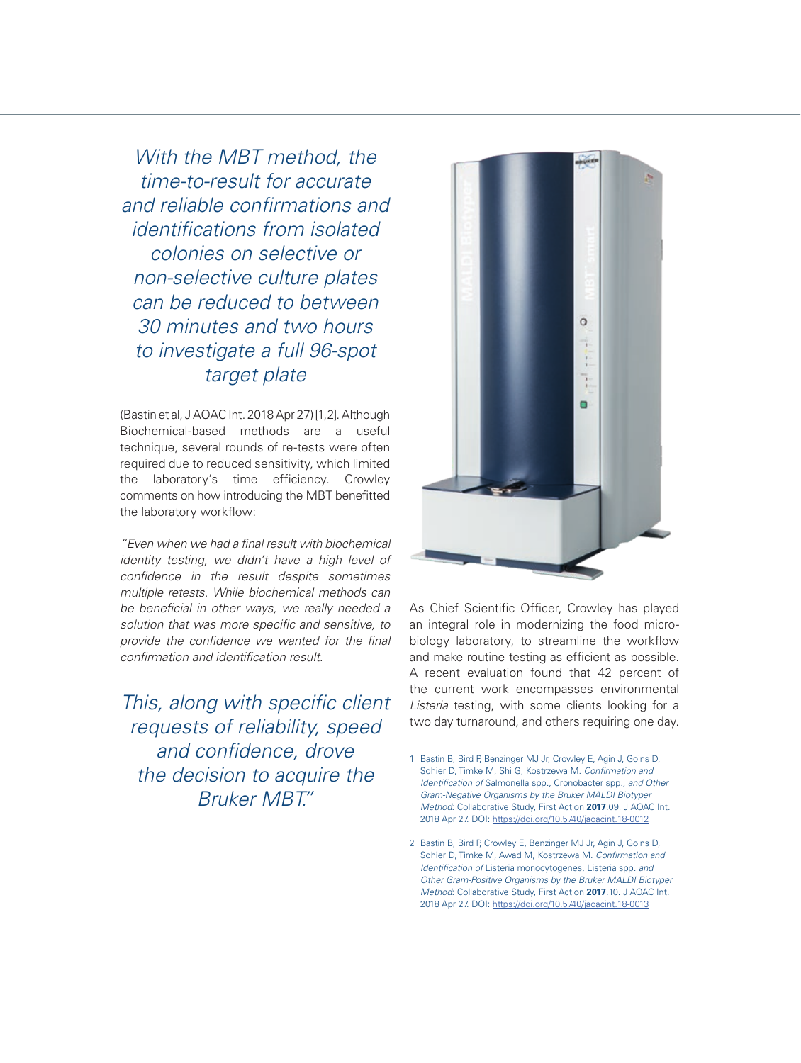*With the MBT method, the time-to-result for accurate and reliable confirmations and identifications from isolated colonies on selective or non-selective culture plates can be reduced to between 30 minutes and two hours to investigate a full 96-spot target plate*

(Bastin et al, J AOAC Int. 2018 Apr 27) [1,2]. Although Biochemical-based methods are a useful technique, several rounds of re-tests were often required due to reduced sensitivity, which limited the laboratory's time efficiency. Crowley comments on how introducing the MBT benefitted the laboratory workflow:

*"Even when we had a final result with biochemical identity testing, we didn't have a high level of confidence in the result despite sometimes multiple retests. While biochemical methods can be beneficial in other ways, we really needed a solution that was more specific and sensitive, to provide the confidence we wanted for the final confirmation and identification result.*

*This, along with specific client requests of reliability, speed and confidence, drove the decision to acquire the Bruker MBT."*

As Chief Scientific Officer, Crowley has played an integral role in modernizing the food microbiology laboratory, to streamline the workflow and make routine testing as efficient as possible. A recent evaluation found that 42 percent of the current work encompasses environmental *Listeria* testing, with some clients looking for a two day turnaround, and others requiring one day.

1 Bastin B, Bird P, Benzinger MJ Jr, Crowley E, Agin J, Goins D, Sohier D, Timke M, Shi G, Kostrzewa M. *Confirmation and Identification of* Salmonella spp., Cronobacter spp., *and Other Gram-Negative Organisms by the Bruker MALDI Biotyper Method*: Collaborative Study, First Action **2017**.09. J AOAC Int. 2018 Apr 27. DOI: https://doi.org/10.5740/jaoacint.18-0012

2 Bastin B, Bird P, Crowley E, Benzinger MJ Jr, Agin J, Goins D, Sohier D, Timke M, Awad M, Kostrzewa M. *Confirmation and Identification of* Listeria monocytogenes, Listeria spp. *and Other Gram-Positive Organisms by the Bruker MALDI Biotyper Method*: Collaborative Study, First Action **2017**.10. J AOAC Int. 2018 Apr 27. DOI: https://doi.org/10.5740/jaoacint.18-0013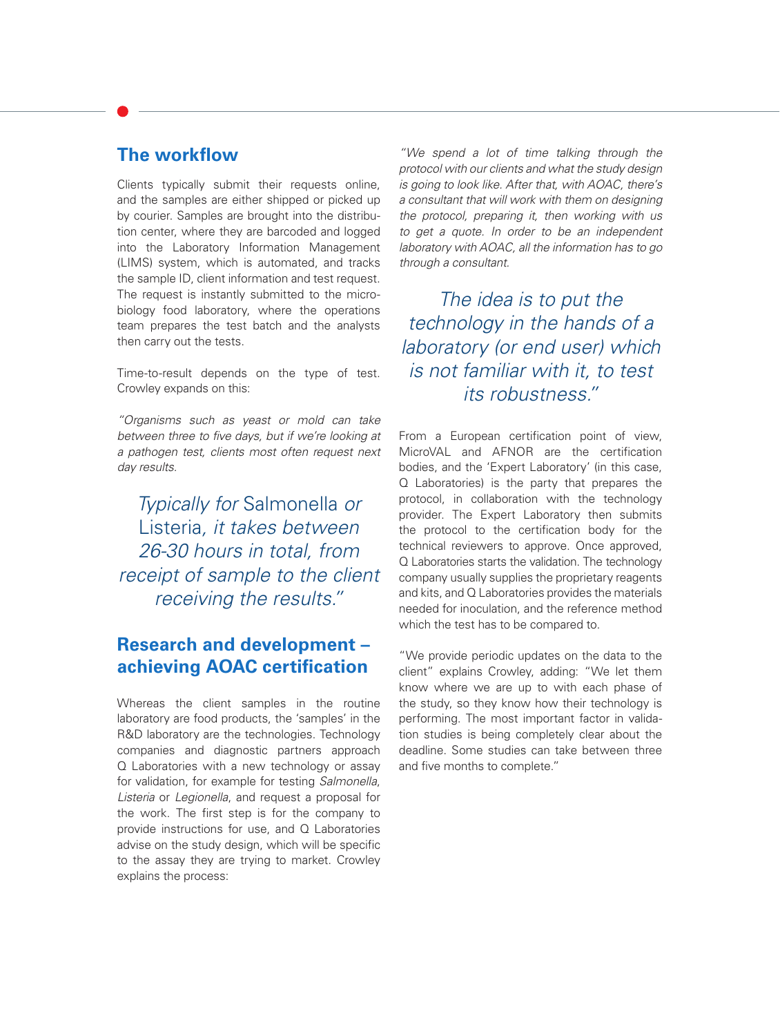## The workflow

Clients typically submit their requests online, and the samples are either shipped or picked up by courier. Samples are brought into the distribution center, where they are barcoded and logged into the Laboratory Information Management (LIMS) system, which is automated, and tracks the sample ID, client information and test request. The request is instantly submitted to the microbiology food laboratory, where the operations team prepares the test batch and the analysts then carry out the tests.

Time-to-result depends on the type of test. Crowley expands on this:

*"Organisms such as yeast or mold can take between three to five days, but if we're looking at a pathogen test, clients most often request next day results.*

> *Typically for* Salmonella *or* Listeria*, it takes between 26-30 hours in total, from receipt of sample to the client receiving the results."*

## Research and development – achieving AOAC certification

Whereas the client samples in the routine laboratory are food products, the 'samples' in the R&D laboratory are the technologies. Technology companies and diagnostic partners approach Q Laboratories with a new technology or assay for validation, for example for testing *Salmonella*, *Listeria* or *Legionella*, and request a proposal for the work. The first step is for the company to provide instructions for use, and Q Laboratories advise on the study design, which will be specific to the assay they are trying to market. Crowley explains the process:

*"We spend a lot of time talking through the protocol with our clients and what the study design is going to look like. After that, with AOAC, there's a consultant that will work with them on designing the protocol, preparing it, then working with us to get a quote. In order to be an independent laboratory with AOAC, all the information has to go through a consultant.*

> *The idea is to put the technology in the hands of a laboratory (or end user) which is not familiar with it, to test its robustness."*

From a European certification point of view, MicroVAL and AFNOR are the certification bodies, and the 'Expert Laboratory' (in this case, Q Laboratories) is the party that prepares the protocol, in collaboration with the technology provider. The Expert Laboratory then submits the protocol to the certification body for the technical reviewers to approve. Once approved, Q Laboratories starts the validation. The technology company usually supplies the proprietary reagents and kits, and Q Laboratories provides the materials needed for inoculation, and the reference method which the test has to be compared to.

"We provide periodic updates on the data to the client" explains Crowley, adding: "We let them know where we are up to with each phase of the study, so they know how their technology is performing. The most important factor in validation studies is being completely clear about the deadline. Some studies can take between three and five months to complete."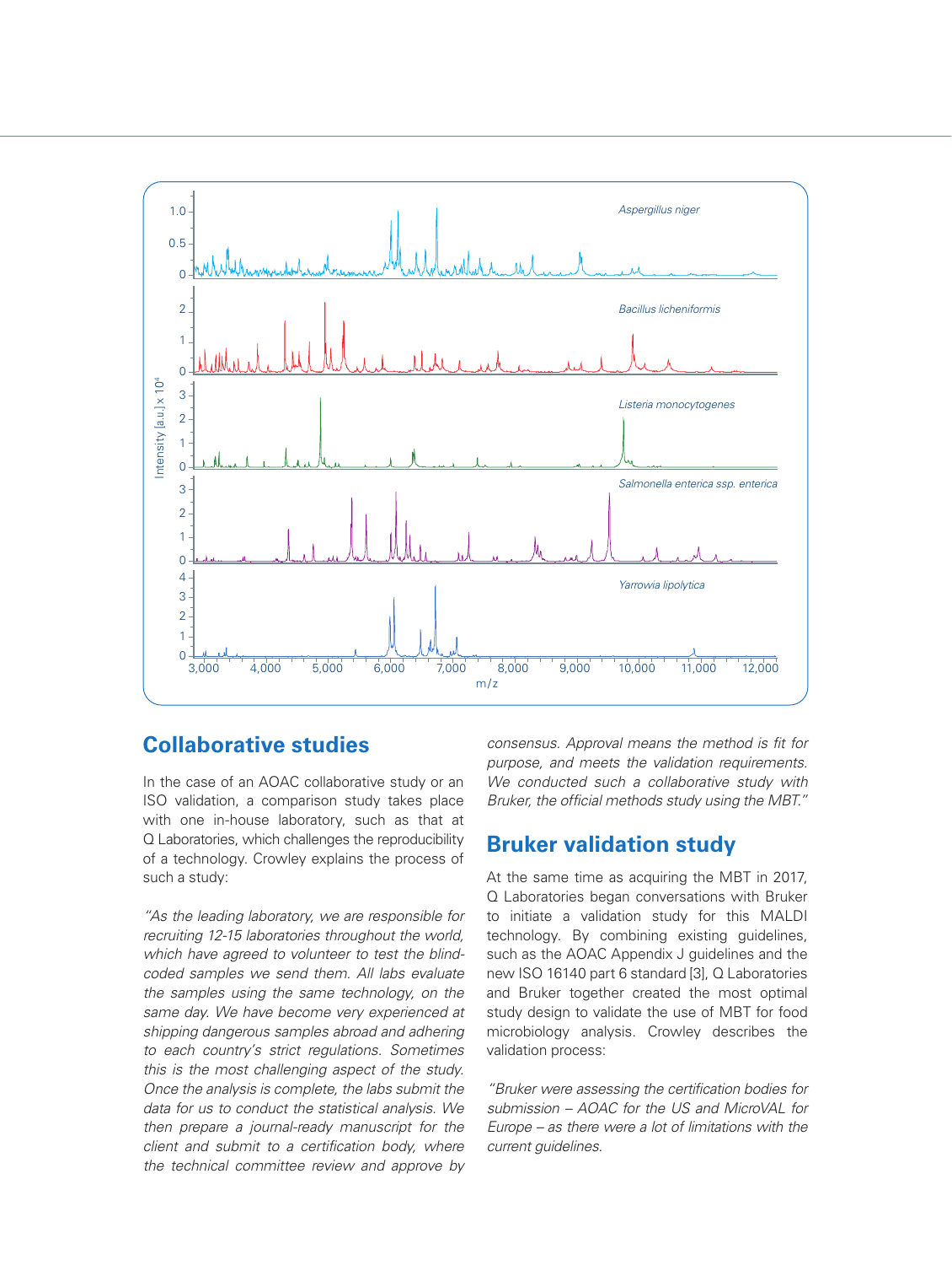## Collaborative studies

In the case of an AOAC collaborative study or an ISO validation, a comparison study takes place with one in-house laboratory, such as that at Q Laboratories, which challenges the reproducibility of a technology. Crowley explains the process of such a study:

*"As the leading laboratory, we are responsible for recruiting 12-15 laboratories throughout the world, which have agreed to volunteer to test the blind-coded samples we send them. All labs evaluate the samples using the same technology, on the same day. We have become very experienced at shipping dangerous samples abroad and adhering to each country's strict regulations. Sometimes this is the most challenging aspect of the study. Once the analysis is complete, the labs submit the data for us to conduct the statistical analysis. We then prepare a journal-ready manuscript for the client and submit to a certification body, where the technical committee review and approve by consensus. Approval means the method is fit for purpose, and meets the validation requirements. We conducted such a collaborative study with Bruker, the official methods study using the MBT."*

## Bruker validation study

At the same time as acquiring the MBT in 2017, Q Laboratories began conversations with Bruker to initiate a validation study for this MALDI technology. By combining existing guidelines, such as the AOAC Appendix J guidelines and the new ISO 16140 part 6 standard [3], Q Laboratories and Bruker together created the most optimal study design to validate the use of MBT for food microbiology analysis. Crowley describes the validation process:

*"Bruker were assessing the certification bodies for submission – AOAC for the US and MicroVAL for Europe – as there were a lot of limitations with the current guidelines.*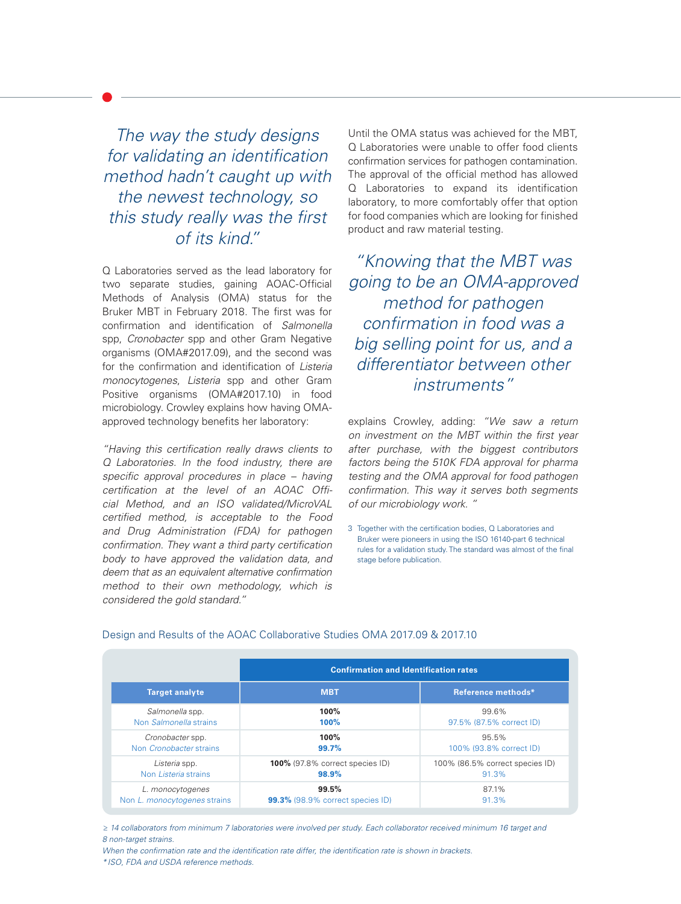*The way the study designs for validating an identification method hadn't caught up with the newest technology, so this study really was the first of its kind."*

Q Laboratories served as the lead laboratory for two separate studies, gaining AOAC-Official Methods of Analysis (OMA) status for the Bruker MBT in February 2018. The first was for confirmation and identification of *Salmonella* spp, *Cronobacter* spp and other Gram Negative organisms (OMA#2017.09), and the second was for the confirmation and identification of *Listeria monocytogenes*, *Listeria* spp and other Gram Positive organisms (OMA#2017.10) in food microbiology. Crowley explains how having OMA-approved technology benefits her laboratory:

*"Having this certification really draws clients to Q Laboratories. In the food industry, there are specific approval procedures in place – having certification at the level of an AOAC Official Method, and an ISO validated/MicroVAL certified method, is acceptable to the Food and Drug Administration (FDA) for pathogen confirmation. They want a third party certification body to have approved the validation data, and deem that as an equivalent alternative confirmation method to their own methodology, which is considered the gold standard."*

Until the OMA status was achieved for the MBT, Q Laboratories were unable to offer food clients confirmation services for pathogen contamination. The approval of the official method has allowed Q Laboratories to expand its identification laboratory, to more comfortably offer that option for food companies which are looking for finished product and raw material testing.

*"Knowing that the MBT was going to be an OMA-approved method for pathogen confirmation in food was a big selling point for us, and a differentiator between other instruments"*

explains Crowley, adding: *"We saw a return on investment on the MBT within the first year after purchase, with the biggest contributors factors being the 510K FDA approval for pharma testing and the OMA approval for food pathogen confirmation. This way it serves both segments of our microbiology work. "*

3 Together with the certification bodies, Q Laboratories and Bruker were pioneers in using the ISO 16140-part 6 technical rules for a validation study. The standard was almost of the final stage before publication.

Design and Results of the AOAC Collaborative Studies OMA 2017.09 & 2017.10

| | Confirmation and Identification rates | |
|---|---|---|
| **Target analyte** | **MBT** | **Reference methods*** |
| *Salmonella* spp.<br>Non *Salmonella* strains | **100%**<br>**100%** | 99.6%<br>97.5% (87.5% correct ID) |
| *Cronobacter* spp.<br>Non *Cronobacter* strains | **100%**<br>**99.7%** | 95.5%<br>100% (93.8% correct ID) |
| *Listeria* spp.<br>Non *Listeria* strains | **100%** (97.8% correct species ID)<br>**98.9%** | 100% (86.5% correct species ID)<br>91.3% |
| *L. monocytogenes*<br>Non *L. monocytogenes* strains | **99.5%**<br>**99.3%** (98.9% correct species ID) | 87.1%<br>91.3% |

*≥ 14 collaborators from minimum 7 laboratories were involved per study. Each collaborator received minimum 16 target and 8 non-target strains.*
*When the confirmation rate and the identification rate differ, the identification rate is shown in brackets.*
*\*ISO, FDA and USDA reference methods.*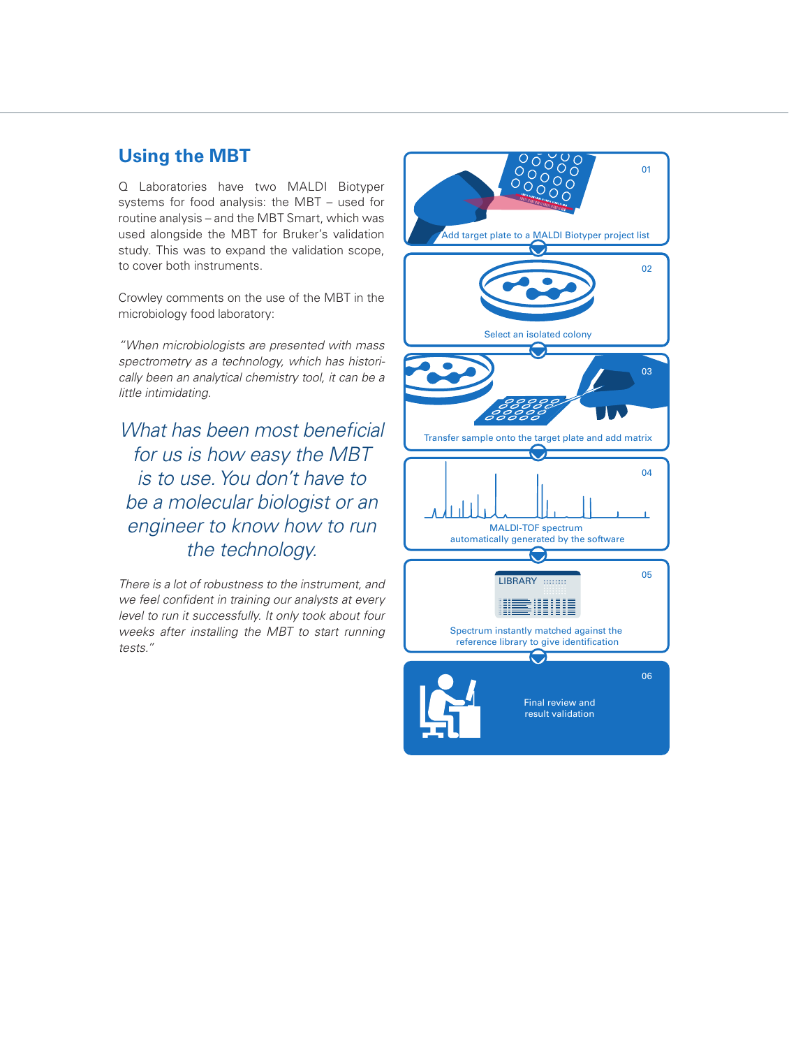## Using the MBT

Q Laboratories have two MALDI Biotyper systems for food analysis: the MBT – used for routine analysis – and the MBT Smart, which was used alongside the MBT for Bruker's validation study. This was to expand the validation scope, to cover both instruments.

Crowley comments on the use of the MBT in the microbiology food laboratory:

*"When microbiologists are presented with mass spectrometry as a technology, which has historically been an analytical chemistry tool, it can be a little intimidating.*

*What has been most beneficial for us is how easy the MBT is to use. You don't have to be a molecular biologist or an engineer to know how to run the technology.*

*There is a lot of robustness to the instrument, and we feel confident in training our analysts at every level to run it successfully. It only took about four weeks after installing the MBT to start running tests."*

01 Add target plate to a MALDI Biotyper project list

02 Select an isolated colony

03 Transfer sample onto the target plate and add matrix

04 MALDI-TOF spectrum automatically generated by the software

05 Spectrum instantly matched against the reference library to give identification

06 Final review and result validation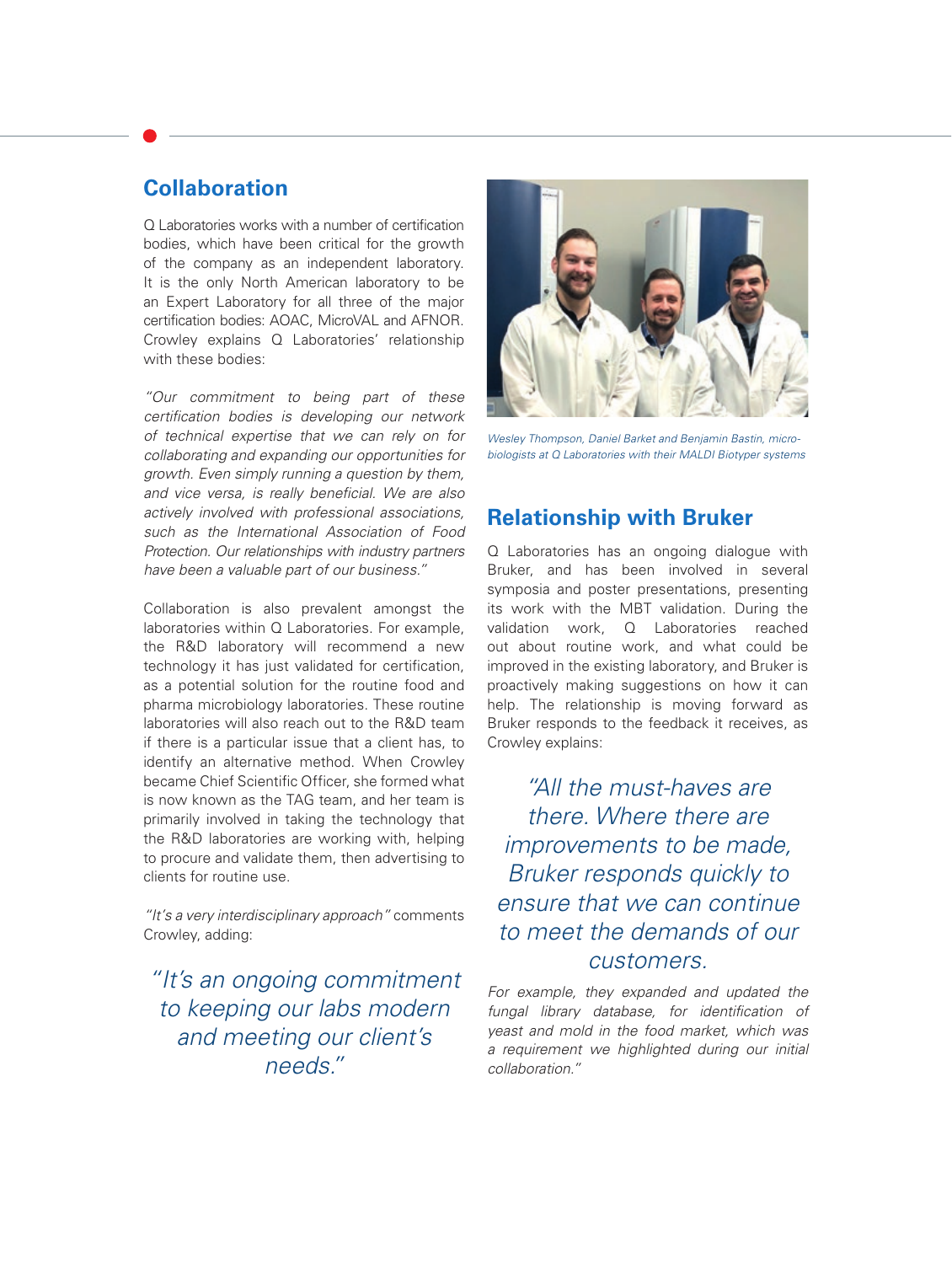## Collaboration

Q Laboratories works with a number of certification bodies, which have been critical for the growth of the company as an independent laboratory. It is the only North American laboratory to be an Expert Laboratory for all three of the major certification bodies: AOAC, MicroVAL and AFNOR. Crowley explains Q Laboratories' relationship with these bodies:

*"Our commitment to being part of these certification bodies is developing our network of technical expertise that we can rely on for collaborating and expanding our opportunities for growth. Even simply running a question by them, and vice versa, is really beneficial. We are also actively involved with professional associations, such as the International Association of Food Protection. Our relationships with industry partners have been a valuable part of our business."*

Collaboration is also prevalent amongst the laboratories within Q Laboratories. For example, the R&D laboratory will recommend a new technology it has just validated for certification, as a potential solution for the routine food and pharma microbiology laboratories. These routine laboratories will also reach out to the R&D team if there is a particular issue that a client has, to identify an alternative method. When Crowley became Chief Scientific Officer, she formed what is now known as the TAG team, and her team is primarily involved in taking the technology that the R&D laboratories are working with, helping to procure and validate them, then advertising to clients for routine use.

*"It's a very interdisciplinary approach"* comments Crowley, adding:

> *"It's an ongoing commitment to keeping our labs modern and meeting our client's needs."*

*Wesley Thompson, Daniel Barket and Benjamin Bastin, microbiologists at Q Laboratories with their MALDI Biotyper systems*

## Relationship with Bruker

Q Laboratories has an ongoing dialogue with Bruker, and has been involved in several symposia and poster presentations, presenting its work with the MBT validation. During the validation work, Q Laboratories reached out about routine work, and what could be improved in the existing laboratory, and Bruker is proactively making suggestions on how it can help. The relationship is moving forward as Bruker responds to the feedback it receives, as Crowley explains:

> *"All the must-haves are there. Where there are improvements to be made, Bruker responds quickly to ensure that we can continue to meet the demands of our customers.*

*For example, they expanded and updated the fungal library database, for identification of yeast and mold in the food market, which was a requirement we highlighted during our initial collaboration."*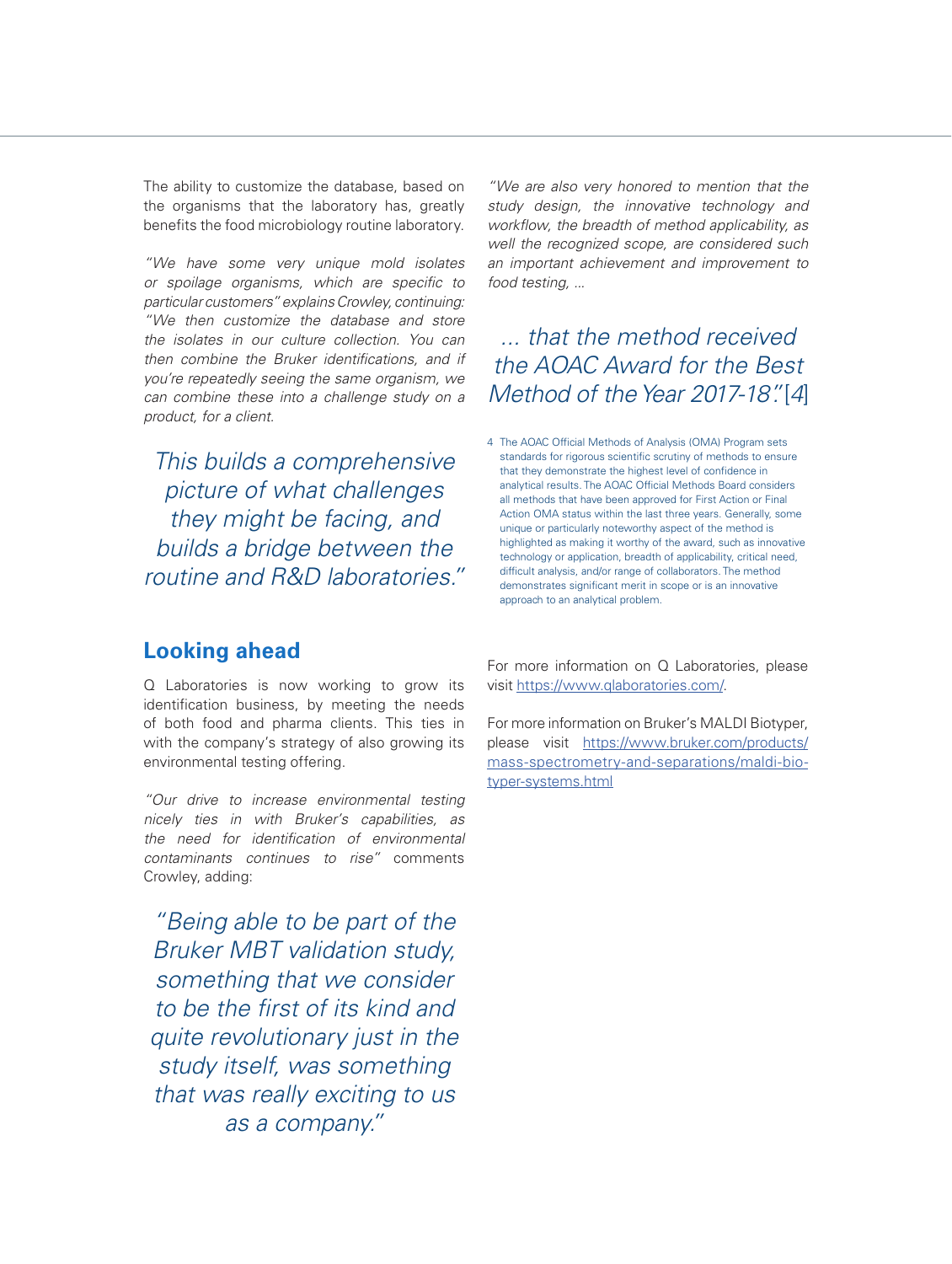The ability to customize the database, based on the organisms that the laboratory has, greatly benefits the food microbiology routine laboratory.

*"We have some very unique mold isolates or spoilage organisms, which are specific to particular customers"* explains Crowley, continuing: *"We then customize the database and store the isolates in our culture collection. You can then combine the Bruker identifications, and if you're repeatedly seeing the same organism, we can combine these into a challenge study on a product, for a client.*

*This builds a comprehensive picture of what challenges they might be facing, and builds a bridge between the routine and R&D laboratories."*

## Looking ahead

Q Laboratories is now working to grow its identification business, by meeting the needs of both food and pharma clients. This ties in with the company's strategy of also growing its environmental testing offering.

*"Our drive to increase environmental testing nicely ties in with Bruker's capabilities, as the need for identification of environmental contaminants continues to rise"* comments Crowley, adding:

*"Being able to be part of the Bruker MBT validation study, something that we consider to be the first of its kind and quite revolutionary just in the study itself, was something that was really exciting to us as a company."*

*"We are also very honored to mention that the study design, the innovative technology and workflow, the breadth of method applicability, as well the recognized scope, are considered such an important achievement and improvement to food testing, ...*

*... that the method received the AOAC Award for the Best Method of the Year 2017-18."*[4]

4 The AOAC Official Methods of Analysis (OMA) Program sets standards for rigorous scientific scrutiny of methods to ensure that they demonstrate the highest level of confidence in analytical results. The AOAC Official Methods Board considers all methods that have been approved for First Action or Final Action OMA status within the last three years. Generally, some unique or particularly noteworthy aspect of the method is highlighted as making it worthy of the award, such as innovative technology or application, breadth of applicability, critical need, difficult analysis, and/or range of collaborators. The method demonstrates significant merit in scope or is an innovative approach to an analytical problem.

For more information on Q Laboratories, please visit https://www.qlaboratories.com/.

For more information on Bruker's MALDI Biotyper, please visit https://www.bruker.com/products/mass-spectrometry-and-separations/maldi-biotyper-systems.html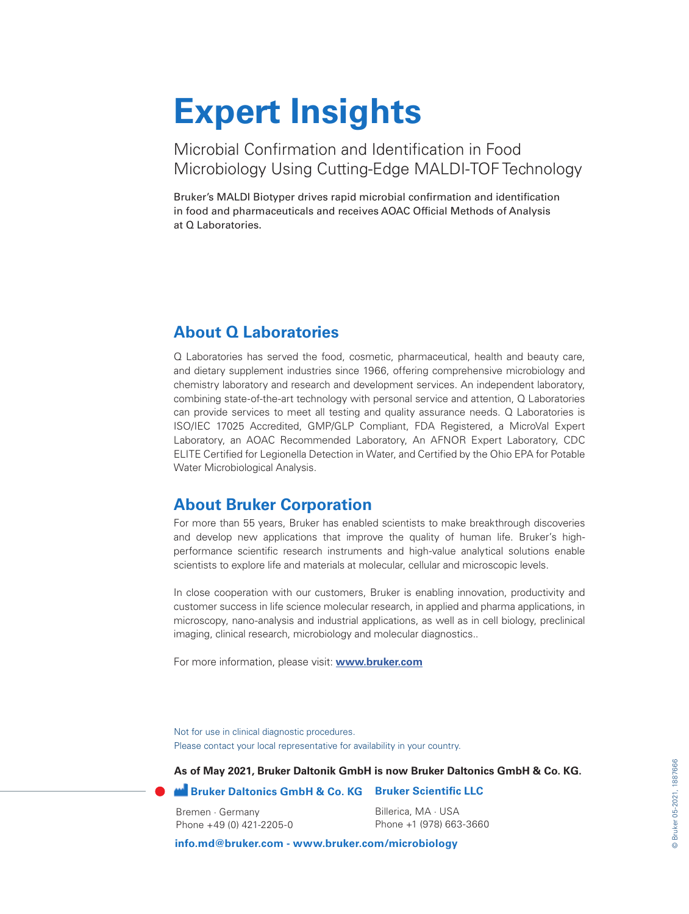# Expert Insights

Microbial Confirmation and Identification in Food Microbiology Using Cutting-Edge MALDI-TOF Technology

Bruker's MALDI Biotyper drives rapid microbial confirmation and identification in food and pharmaceuticals and receives AOAC Official Methods of Analysis at Q Laboratories.

## About Q Laboratories

Q Laboratories has served the food, cosmetic, pharmaceutical, health and beauty care, and dietary supplement industries since 1966, offering comprehensive microbiology and chemistry laboratory and research and development services. An independent laboratory, combining state-of-the-art technology with personal service and attention, Q Laboratories can provide services to meet all testing and quality assurance needs. Q Laboratories is ISO/IEC 17025 Accredited, GMP/GLP Compliant, FDA Registered, a MicroVal Expert Laboratory, an AOAC Recommended Laboratory, An AFNOR Expert Laboratory, CDC ELITE Certified for Legionella Detection in Water, and Certified by the Ohio EPA for Potable Water Microbiological Analysis.

## About Bruker Corporation

For more than 55 years, Bruker has enabled scientists to make breakthrough discoveries and develop new applications that improve the quality of human life. Bruker's high-performance scientific research instruments and high-value analytical solutions enable scientists to explore life and materials at molecular, cellular and microscopic levels.

In close cooperation with our customers, Bruker is enabling innovation, productivity and customer success in life science molecular research, in applied and pharma applications, in microscopy, nano-analysis and industrial applications, as well as in cell biology, preclinical imaging, clinical research, microbiology and molecular diagnostics..

For more information, please visit: **www.bruker.com**

Not for use in clinical diagnostic procedures.
Please contact your local representative for availability in your country.

**As of May 2021, Bruker Daltonik GmbH is now Bruker Daltonics GmbH & Co. KG.**

**Bruker Daltonics GmbH & Co. KG**
Bremen · Germany
Phone +49 (0) 421-2205-0

**Bruker Scientific LLC**
Billerica, MA · USA
Phone +1 (978) 663-3660

**info.md@bruker.com - www.bruker.com/microbiology**

© Bruker 05-2021, 1887666